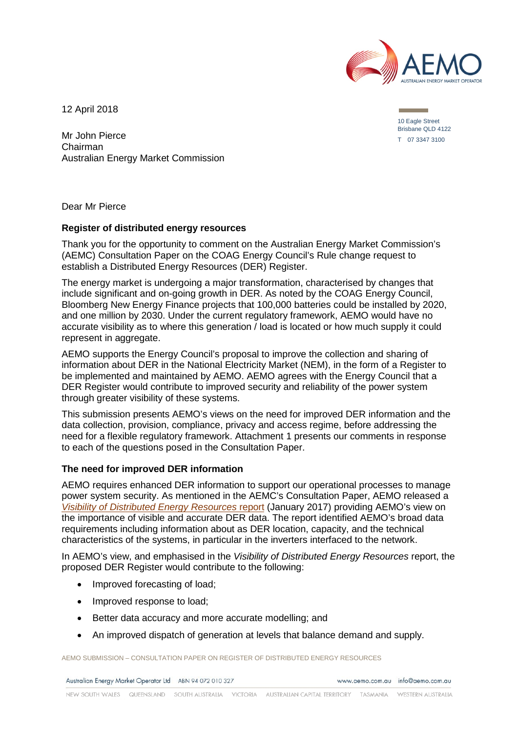12 April 2018

10 Eagle Street
Brisbane QLD 4122
T 07 3347 3100

Mr John Pierce
Chairman
Australian Energy Market Commission

Dear Mr Pierce

**Register of distributed energy resources**

Thank you for the opportunity to comment on the Australian Energy Market Commission's (AEMC) Consultation Paper on the COAG Energy Council's Rule change request to establish a Distributed Energy Resources (DER) Register.

The energy market is undergoing a major transformation, characterised by changes that include significant and on-going growth in DER. As noted by the COAG Energy Council, Bloomberg New Energy Finance projects that 100,000 batteries could be installed by 2020, and one million by 2030. Under the current regulatory framework, AEMO would have no accurate visibility as to where this generation / load is located or how much supply it could represent in aggregate.

AEMO supports the Energy Council's proposal to improve the collection and sharing of information about DER in the National Electricity Market (NEM), in the form of a Register to be implemented and maintained by AEMO. AEMO agrees with the Energy Council that a DER Register would contribute to improved security and reliability of the power system through greater visibility of these systems.

This submission presents AEMO's views on the need for improved DER information and the data collection, provision, compliance, privacy and access regime, before addressing the need for a flexible regulatory framework. Attachment 1 presents our comments in response to each of the questions posed in the Consultation Paper.

**The need for improved DER information**

AEMO requires enhanced DER information to support our operational processes to manage power system security. As mentioned in the AEMC's Consultation Paper, AEMO released a *Visibility of Distributed Energy Resources* report (January 2017) providing AEMO's view on the importance of visible and accurate DER data. The report identified AEMO's broad data requirements including information about as DER location, capacity, and the technical characteristics of the systems, in particular in the inverters interfaced to the network.

In AEMO's view, and emphasised in the *Visibility of Distributed Energy Resources* report, the proposed DER Register would contribute to the following:

- Improved forecasting of load;
- Improved response to load;
- Better data accuracy and more accurate modelling; and
- An improved dispatch of generation at levels that balance demand and supply.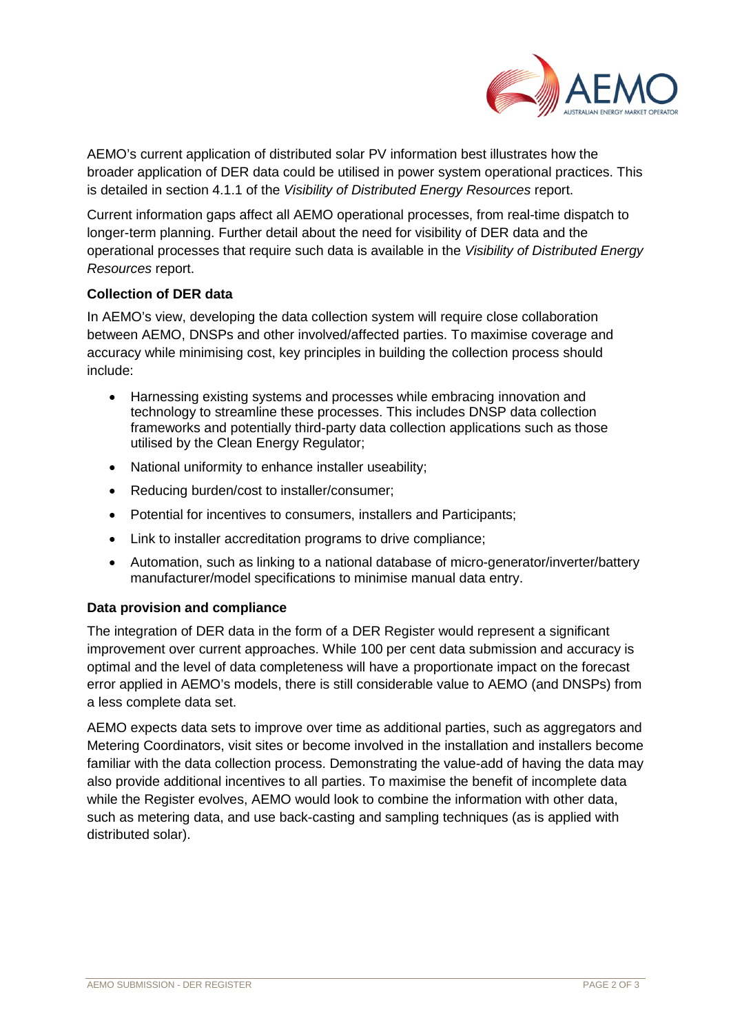AEMO's current application of distributed solar PV information best illustrates how the broader application of DER data could be utilised in power system operational practices. This is detailed in section 4.1.1 of the *Visibility of Distributed Energy Resources* report.

Current information gaps affect all AEMO operational processes, from real-time dispatch to longer-term planning. Further detail about the need for visibility of DER data and the operational processes that require such data is available in the *Visibility of Distributed Energy Resources* report.

**Collection of DER data**

In AEMO's view, developing the data collection system will require close collaboration between AEMO, DNSPs and other involved/affected parties. To maximise coverage and accuracy while minimising cost, key principles in building the collection process should include:

- Harnessing existing systems and processes while embracing innovation and technology to streamline these processes. This includes DNSP data collection frameworks and potentially third-party data collection applications such as those utilised by the Clean Energy Regulator;
- National uniformity to enhance installer useability;
- Reducing burden/cost to installer/consumer;
- Potential for incentives to consumers, installers and Participants;
- Link to installer accreditation programs to drive compliance;
- Automation, such as linking to a national database of micro-generator/inverter/battery manufacturer/model specifications to minimise manual data entry.

**Data provision and compliance**

The integration of DER data in the form of a DER Register would represent a significant improvement over current approaches. While 100 per cent data submission and accuracy is optimal and the level of data completeness will have a proportionate impact on the forecast error applied in AEMO's models, there is still considerable value to AEMO (and DNSPs) from a less complete data set.

AEMO expects data sets to improve over time as additional parties, such as aggregators and Metering Coordinators, visit sites or become involved in the installation and installers become familiar with the data collection process. Demonstrating the value-add of having the data may also provide additional incentives to all parties. To maximise the benefit of incomplete data while the Register evolves, AEMO would look to combine the information with other data, such as metering data, and use back-casting and sampling techniques (as is applied with distributed solar).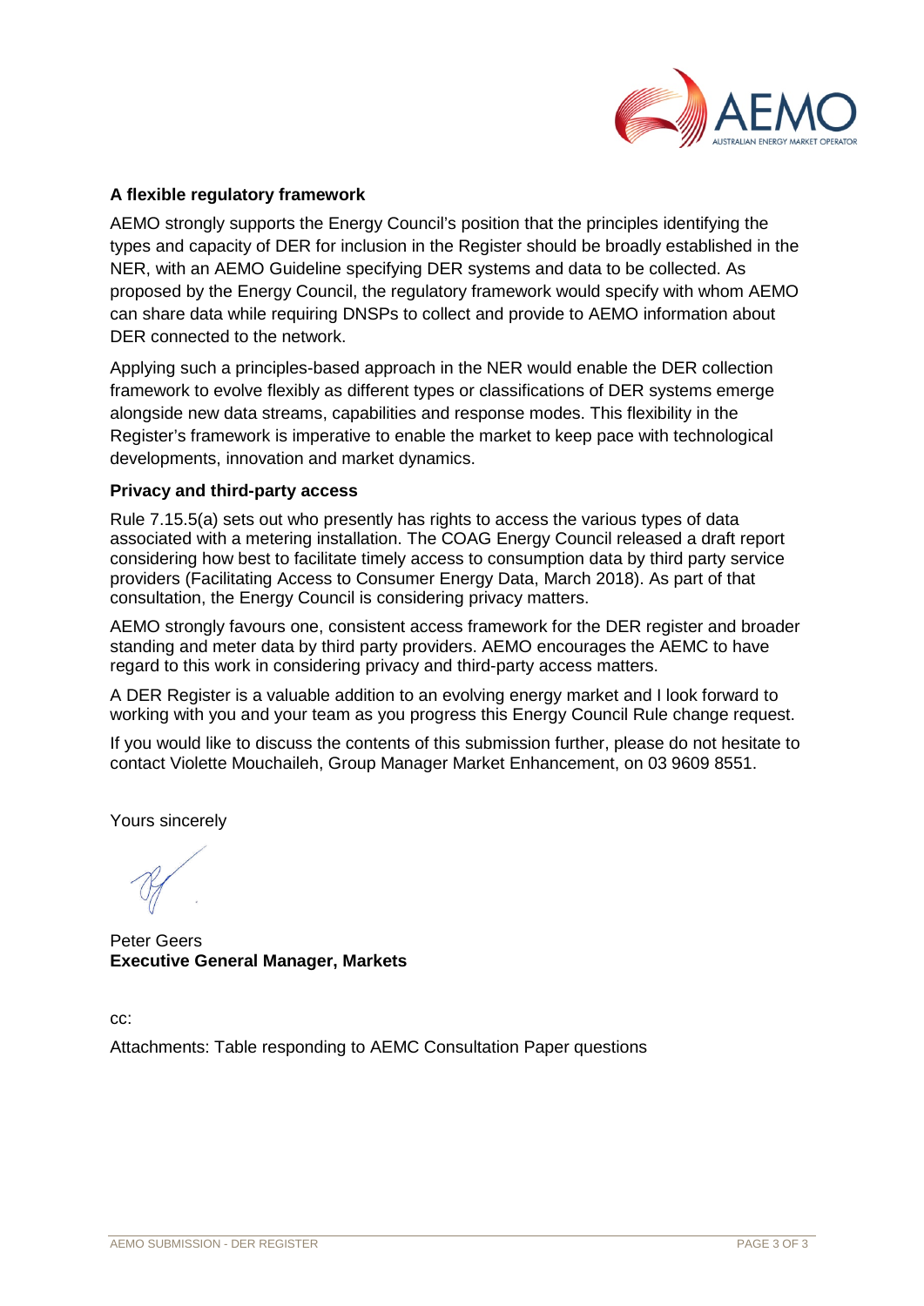### A flexible regulatory framework

AEMO strongly supports the Energy Council's position that the principles identifying the types and capacity of DER for inclusion in the Register should be broadly established in the NER, with an AEMO Guideline specifying DER systems and data to be collected. As proposed by the Energy Council, the regulatory framework would specify with whom AEMO can share data while requiring DNSPs to collect and provide to AEMO information about DER connected to the network.

Applying such a principles-based approach in the NER would enable the DER collection framework to evolve flexibly as different types or classifications of DER systems emerge alongside new data streams, capabilities and response modes. This flexibility in the Register's framework is imperative to enable the market to keep pace with technological developments, innovation and market dynamics.

### Privacy and third-party access

Rule 7.15.5(a) sets out who presently has rights to access the various types of data associated with a metering installation. The COAG Energy Council released a draft report considering how best to facilitate timely access to consumption data by third party service providers (Facilitating Access to Consumer Energy Data, March 2018). As part of that consultation, the Energy Council is considering privacy matters.

AEMO strongly favours one, consistent access framework for the DER register and broader standing and meter data by third party providers. AEMO encourages the AEMC to have regard to this work in considering privacy and third-party access matters.

A DER Register is a valuable addition to an evolving energy market and I look forward to working with you and your team as you progress this Energy Council Rule change request.

If you would like to discuss the contents of this submission further, please do not hesitate to contact Violette Mouchaileh, Group Manager Market Enhancement, on 03 9609 8551.

Yours sincerely

Peter Geers
**Executive General Manager, Markets**

cc:

Attachments: Table responding to AEMC Consultation Paper questions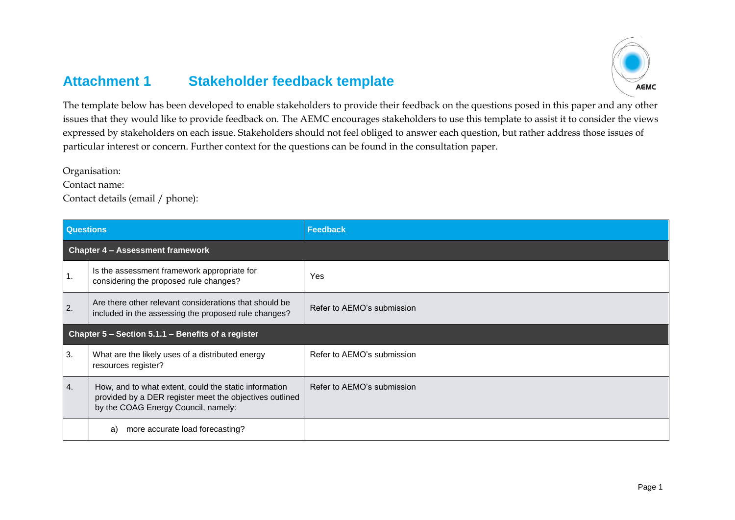# Attachment 1 Stakeholder feedback template

The template below has been developed to enable stakeholders to provide their feedback on the questions posed in this paper and any other issues that they would like to provide feedback on. The AEMC encourages stakeholders to use this template to assist it to consider the views expressed by stakeholders on each issue. Stakeholders should not feel obliged to answer each question, but rather address those issues of particular interest or concern. Further context for the questions can be found in the consultation paper.

Organisation:

Contact name:

Contact details (email / phone):

| Questions | | Feedback |
|---|---|---|
| **Chapter 4 – Assessment framework** | | |
| 1. | Is the assessment framework appropriate for considering the proposed rule changes? | Yes |
| 2. | Are there other relevant considerations that should be included in the assessing the proposed rule changes? | Refer to AEMO's submission |
| **Chapter 5 – Section 5.1.1 – Benefits of a register** | | |
| 3. | What are the likely uses of a distributed energy resources register? | Refer to AEMO's submission |
| 4. | How, and to what extent, could the static information provided by a DER register meet the objectives outlined by the COAG Energy Council, namely: | Refer to AEMO's submission |
| | a) more accurate load forecasting? | |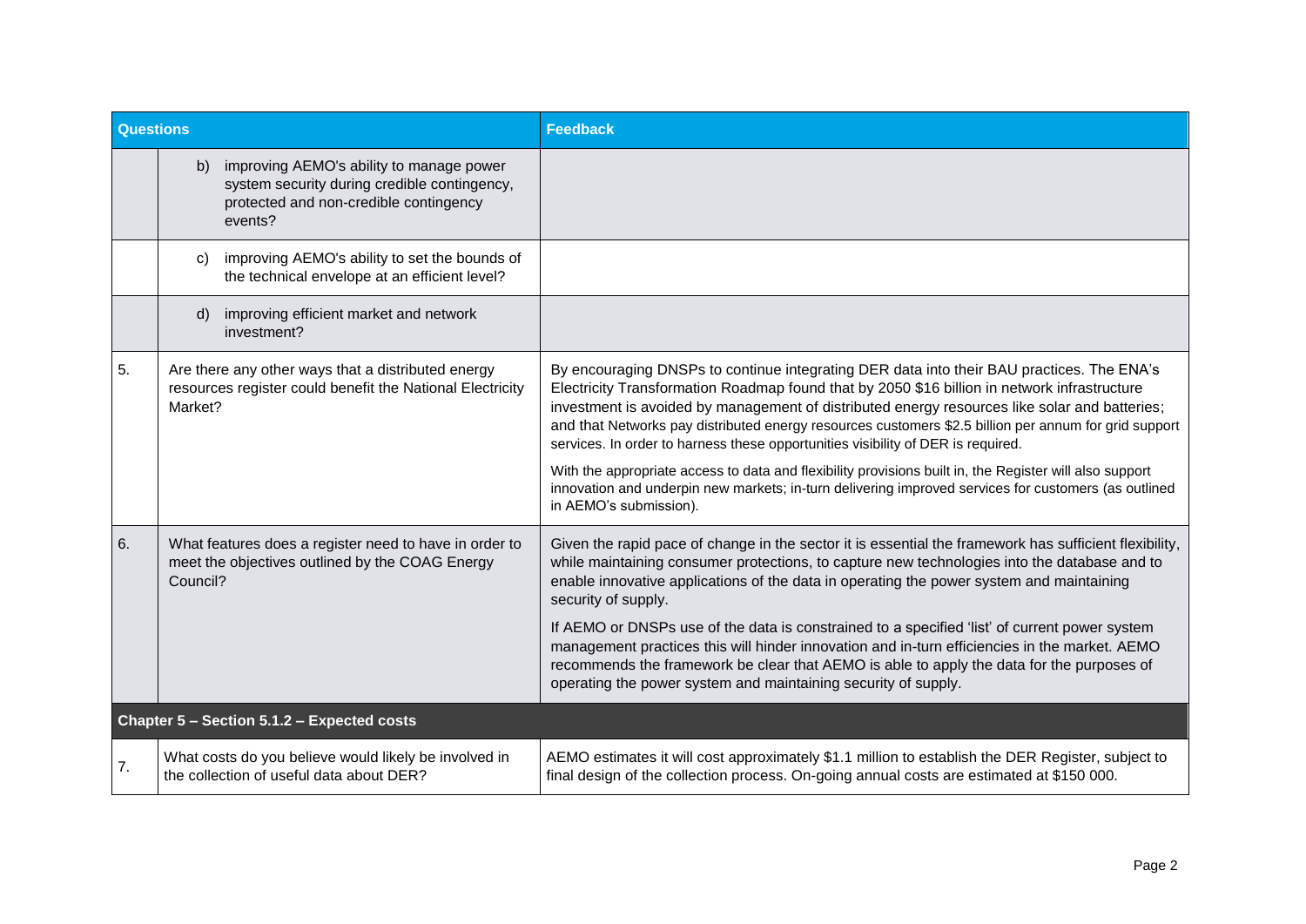| Questions | | Feedback |
|---|---|---|
| | b) improving AEMO's ability to manage power system security during credible contingency, protected and non-credible contingency events? | |
| | c) improving AEMO's ability to set the bounds of the technical envelope at an efficient level? | |
| | d) improving efficient market and network investment? | |
| 5. | Are there any other ways that a distributed energy resources register could benefit the National Electricity Market? | By encouraging DNSPs to continue integrating DER data into their BAU practices. The ENA's Electricity Transformation Roadmap found that by 2050 $16 billion in network infrastructure investment is avoided by management of distributed energy resources like solar and batteries; and that Networks pay distributed energy resources customers $2.5 billion per annum for grid support services. In order to harness these opportunities visibility of DER is required.<br><br>With the appropriate access to data and flexibility provisions built in, the Register will also support innovation and underpin new markets; in-turn delivering improved services for customers (as outlined in AEMO's submission). |
| 6. | What features does a register need to have in order to meet the objectives outlined by the COAG Energy Council? | Given the rapid pace of change in the sector it is essential the framework has sufficient flexibility, while maintaining consumer protections, to capture new technologies into the database and to enable innovative applications of the data in operating the power system and maintaining security of supply.<br><br>If AEMO or DNSPs use of the data is constrained to a specified 'list' of current power system management practices this will hinder innovation and in-turn efficiencies in the market. AEMO recommends the framework be clear that AEMO is able to apply the data for the purposes of operating the power system and maintaining security of supply. |
| **Chapter 5 – Section 5.1.2 – Expected costs** | | |
| 7. | What costs do you believe would likely be involved in the collection of useful data about DER? | AEMO estimates it will cost approximately $1.1 million to establish the DER Register, subject to final design of the collection process. On-going annual costs are estimated at $150 000. |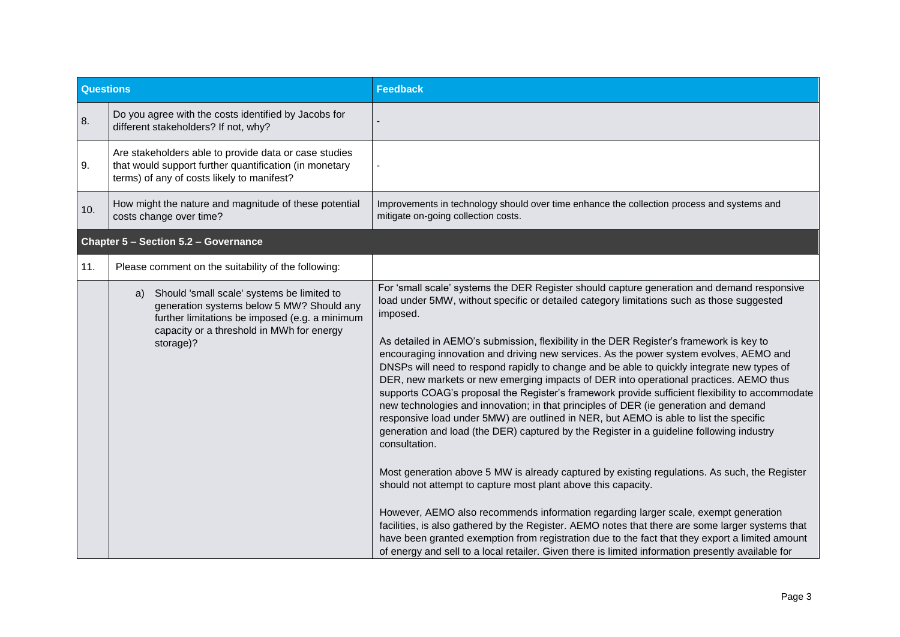| Questions | | Feedback |
| --- | --- | --- |
| 8. | Do you agree with the costs identified by Jacobs for different stakeholders? If not, why? | - |
| 9. | Are stakeholders able to provide data or case studies that would support further quantification (in monetary terms) of any of costs likely to manifest? | - |
| 10. | How might the nature and magnitude of these potential costs change over time? | Improvements in technology should over time enhance the collection process and systems and mitigate on-going collection costs. |
| **Chapter 5 – Section 5.2 – Governance** | | |
| 11. | Please comment on the suitability of the following: | |
| | a) Should 'small scale' systems be limited to generation systems below 5 MW? Should any further limitations be imposed (e.g. a minimum capacity or a threshold in MWh for energy storage)? | For 'small scale' systems the DER Register should capture generation and demand responsive load under 5MW, without specific or detailed category limitations such as those suggested imposed.<br><br>As detailed in AEMO's submission, flexibility in the DER Register's framework is key to encouraging innovation and driving new services. As the power system evolves, AEMO and DNSPs will need to respond rapidly to change and be able to quickly integrate new types of DER, new markets or new emerging impacts of DER into operational practices. AEMO thus supports COAG's proposal the Register's framework provide sufficient flexibility to accommodate new technologies and innovation; in that principles of DER (ie generation and demand responsive load under 5MW) are outlined in NER, but AEMO is able to list the specific generation and load (the DER) captured by the Register in a guideline following industry consultation.<br><br>Most generation above 5 MW is already captured by existing regulations. As such, the Register should not attempt to capture most plant above this capacity.<br><br>However, AEMO also recommends information regarding larger scale, exempt generation facilities, is also gathered by the Register. AEMO notes that there are some larger systems that have been granted exemption from registration due to the fact that they export a limited amount of energy and sell to a local retailer. Given there is limited information presently available for |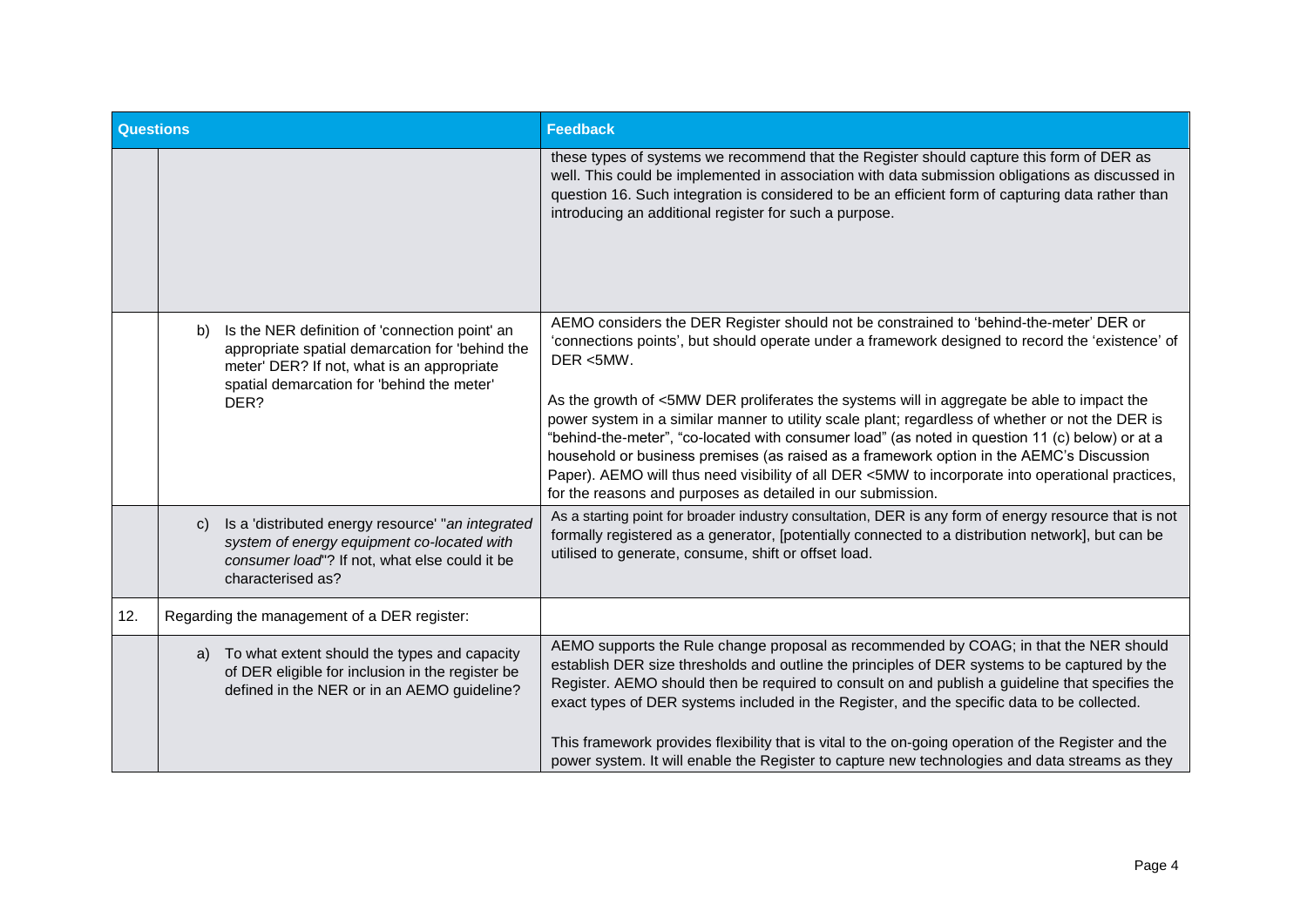| Questions | | Feedback |
|---|---|---|
| | | these types of systems we recommend that the Register should capture this form of DER as well. This could be implemented in association with data submission obligations as discussed in question 16. Such integration is considered to be an efficient form of capturing data rather than introducing an additional register for such a purpose. |
| | b) Is the NER definition of 'connection point' an appropriate spatial demarcation for 'behind the meter' DER? If not, what is an appropriate spatial demarcation for 'behind the meter' DER? | AEMO considers the DER Register should not be constrained to 'behind-the-meter' DER or 'connections points', but should operate under a framework designed to record the 'existence' of DER <5MW.<br><br>As the growth of <5MW DER proliferates the systems will in aggregate be able to impact the power system in a similar manner to utility scale plant; regardless of whether or not the DER is "behind-the-meter", "co-located with consumer load" (as noted in question 11 (c) below) or at a household or business premises (as raised as a framework option in the AEMC's Discussion Paper). AEMO will thus need visibility of all DER <5MW to incorporate into operational practices, for the reasons and purposes as detailed in our submission. |
| | c) Is a 'distributed energy resource' "*an integrated system of energy equipment co-located with consumer load*"? If not, what else could it be characterised as? | As a starting point for broader industry consultation, DER is any form of energy resource that is not formally registered as a generator, [potentially connected to a distribution network], but can be utilised to generate, consume, shift or offset load. |
| 12. | Regarding the management of a DER register: | |
| | a) To what extent should the types and capacity of DER eligible for inclusion in the register be defined in the NER or in an AEMO guideline? | AEMO supports the Rule change proposal as recommended by COAG; in that the NER should establish DER size thresholds and outline the principles of DER systems to be captured by the Register. AEMO should then be required to consult on and publish a guideline that specifies the exact types of DER systems included in the Register, and the specific data to be collected.<br><br>This framework provides flexibility that is vital to the on-going operation of the Register and the power system. It will enable the Register to capture new technologies and data streams as they |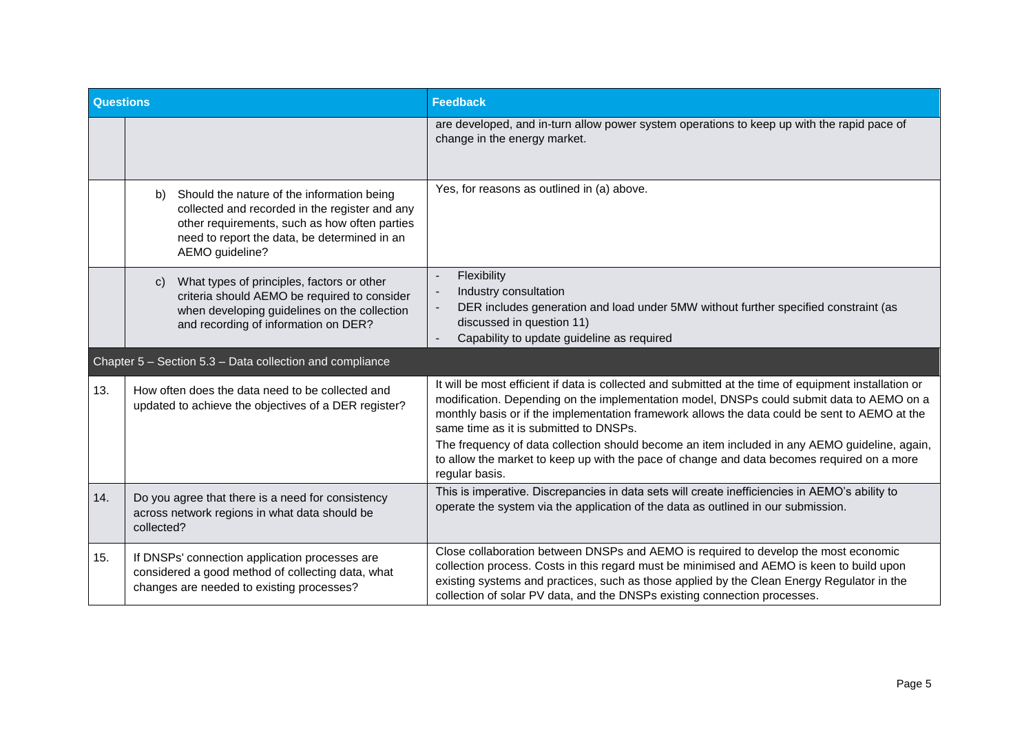| Questions | | Feedback |
|---|---|---|
| | | are developed, and in-turn allow power system operations to keep up with the rapid pace of change in the energy market. |
| | b) Should the nature of the information being collected and recorded in the register and any other requirements, such as how often parties need to report the data, be determined in an AEMO guideline? | Yes, for reasons as outlined in (a) above. |
| | c) What types of principles, factors or other criteria should AEMO be required to consider when developing guidelines on the collection and recording of information on DER? | - Flexibility<br>- Industry consultation<br>- DER includes generation and load under 5MW without further specified constraint (as discussed in question 11)<br>- Capability to update guideline as required |
| Chapter 5 – Section 5.3 – Data collection and compliance | | |
| 13. | How often does the data need to be collected and updated to achieve the objectives of a DER register? | It will be most efficient if data is collected and submitted at the time of equipment installation or modification. Depending on the implementation model, DNSPs could submit data to AEMO on a monthly basis or if the implementation framework allows the data could be sent to AEMO at the same time as it is submitted to DNSPs.<br>The frequency of data collection should become an item included in any AEMO guideline, again, to allow the market to keep up with the pace of change and data becomes required on a more regular basis. |
| 14. | Do you agree that there is a need for consistency across network regions in what data should be collected? | This is imperative. Discrepancies in data sets will create inefficiencies in AEMO's ability to operate the system via the application of the data as outlined in our submission. |
| 15. | If DNSPs' connection application processes are considered a good method of collecting data, what changes are needed to existing processes? | Close collaboration between DNSPs and AEMO is required to develop the most economic collection process. Costs in this regard must be minimised and AEMO is keen to build upon existing systems and practices, such as those applied by the Clean Energy Regulator in the collection of solar PV data, and the DNSPs existing connection processes. |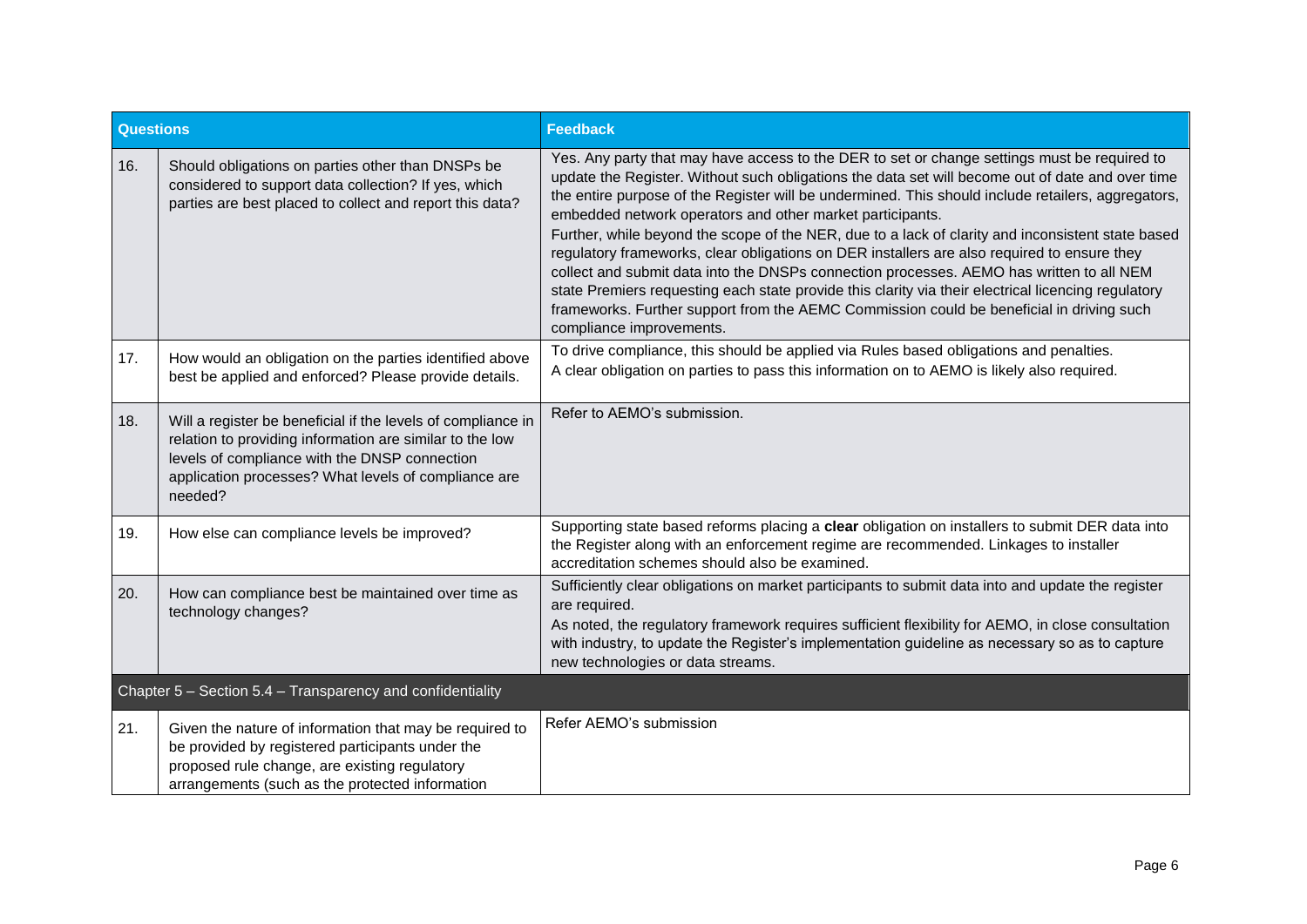| Questions | | Feedback |
|---|---|---|
| 16. | Should obligations on parties other than DNSPs be considered to support data collection? If yes, which parties are best placed to collect and report this data? | Yes. Any party that may have access to the DER to set or change settings must be required to update the Register. Without such obligations the data set will become out of date and over time the entire purpose of the Register will be undermined. This should include retailers, aggregators, embedded network operators and other market participants.<br>Further, while beyond the scope of the NER, due to a lack of clarity and inconsistent state based regulatory frameworks, clear obligations on DER installers are also required to ensure they collect and submit data into the DNSPs connection processes. AEMO has written to all NEM state Premiers requesting each state provide this clarity via their electrical licencing regulatory frameworks. Further support from the AEMC Commission could be beneficial in driving such compliance improvements. |
| 17. | How would an obligation on the parties identified above best be applied and enforced? Please provide details. | To drive compliance, this should be applied via Rules based obligations and penalties.<br>A clear obligation on parties to pass this information on to AEMO is likely also required. |
| 18. | Will a register be beneficial if the levels of compliance in relation to providing information are similar to the low levels of compliance with the DNSP connection application processes? What levels of compliance are needed? | Refer to AEMO's submission. |
| 19. | How else can compliance levels be improved? | Supporting state based reforms placing a **clear** obligation on installers to submit DER data into the Register along with an enforcement regime are recommended. Linkages to installer accreditation schemes should also be examined. |
| 20. | How can compliance best be maintained over time as technology changes? | Sufficiently clear obligations on market participants to submit data into and update the register are required.<br>As noted, the regulatory framework requires sufficient flexibility for AEMO, in close consultation with industry, to update the Register's implementation guideline as necessary so as to capture new technologies or data streams. |
| Chapter 5 – Section 5.4 – Transparency and confidentiality | | |
| 21. | Given the nature of information that may be required to be provided by registered participants under the proposed rule change, are existing regulatory arrangements (such as the protected information | Refer AEMO's submission |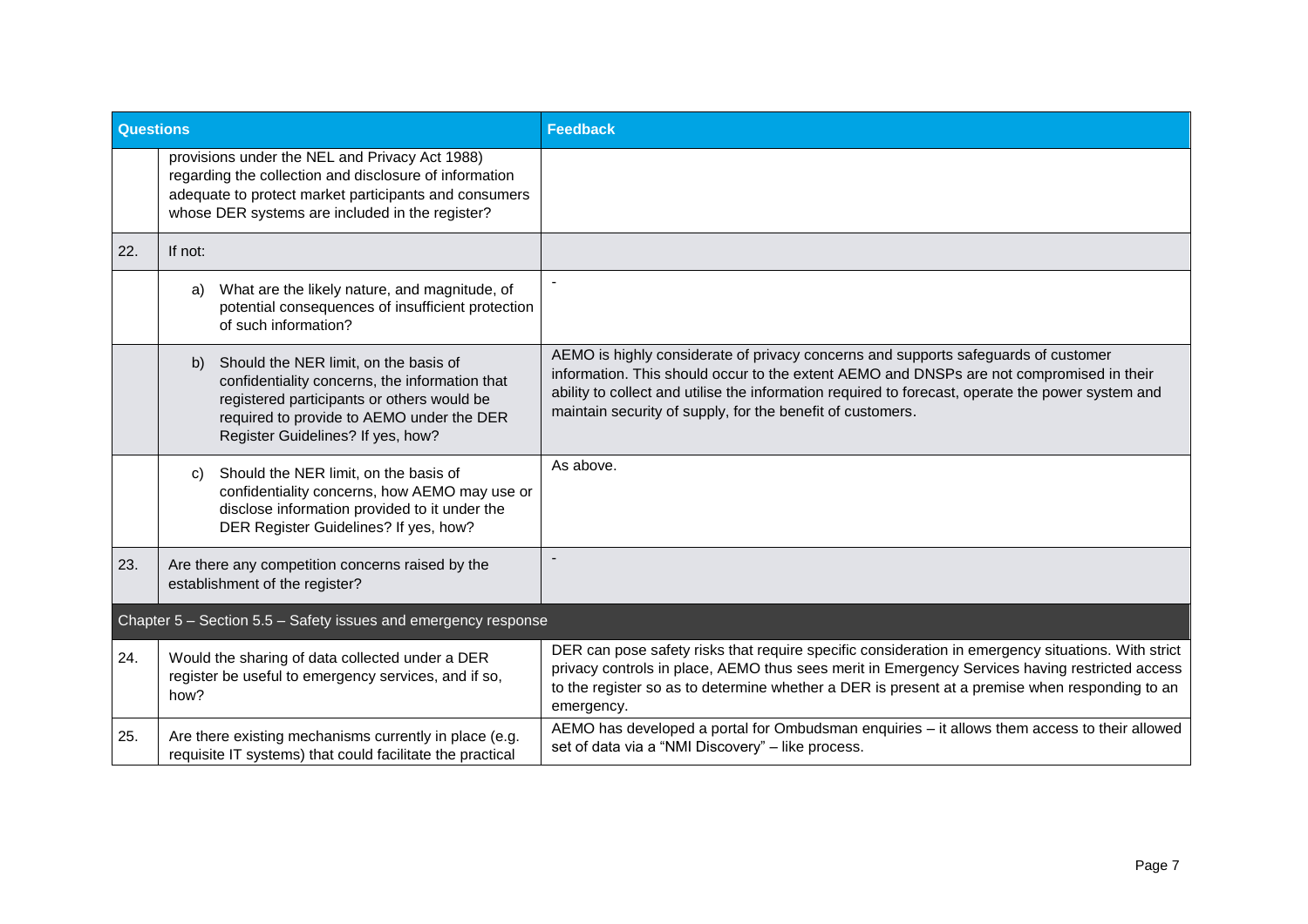| Questions | | Feedback |
|---|---|---|
| | provisions under the NEL and Privacy Act 1988) regarding the collection and disclosure of information adequate to protect market participants and consumers whose DER systems are included in the register? | |
| 22. | If not: | |
| | a) What are the likely nature, and magnitude, of potential consequences of insufficient protection of such information? | - |
| | b) Should the NER limit, on the basis of confidentiality concerns, the information that registered participants or others would be required to provide to AEMO under the DER Register Guidelines? If yes, how? | AEMO is highly considerate of privacy concerns and supports safeguards of customer information. This should occur to the extent AEMO and DNSPs are not compromised in their ability to collect and utilise the information required to forecast, operate the power system and maintain security of supply, for the benefit of customers. |
| | c) Should the NER limit, on the basis of confidentiality concerns, how AEMO may use or disclose information provided to it under the DER Register Guidelines? If yes, how? | As above. |
| 23. | Are there any competition concerns raised by the establishment of the register? | - |
| Chapter 5 – Section 5.5 – Safety issues and emergency response | | |
| 24. | Would the sharing of data collected under a DER register be useful to emergency services, and if so, how? | DER can pose safety risks that require specific consideration in emergency situations. With strict privacy controls in place, AEMO thus sees merit in Emergency Services having restricted access to the register so as to determine whether a DER is present at a premise when responding to an emergency. |
| 25. | Are there existing mechanisms currently in place (e.g. requisite IT systems) that could facilitate the practical | AEMO has developed a portal for Ombudsman enquiries – it allows them access to their allowed set of data via a "NMI Discovery" – like process. |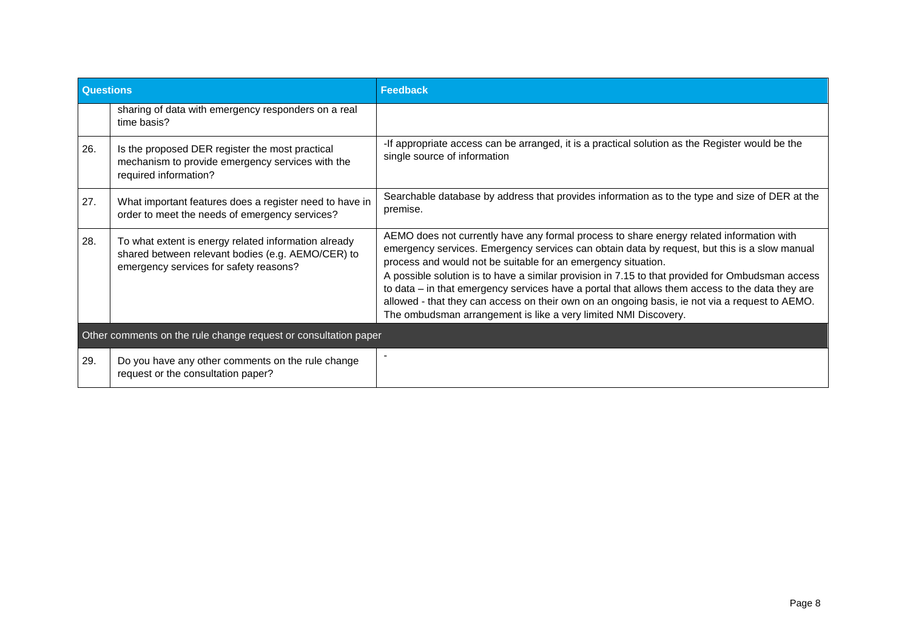| Questions | | Feedback |
| --- | --- | --- |
| | sharing of data with emergency responders on a real time basis? | |
| 26. | Is the proposed DER register the most practical mechanism to provide emergency services with the required information? | -If appropriate access can be arranged, it is a practical solution as the Register would be the single source of information |
| 27. | What important features does a register need to have in order to meet the needs of emergency services? | Searchable database by address that provides information as to the type and size of DER at the premise. |
| 28. | To what extent is energy related information already shared between relevant bodies (e.g. AEMO/CER) to emergency services for safety reasons? | AEMO does not currently have any formal process to share energy related information with emergency services. Emergency services can obtain data by request, but this is a slow manual process and would not be suitable for an emergency situation.<br>A possible solution is to have a similar provision in 7.15 to that provided for Ombudsman access to data – in that emergency services have a portal that allows them access to the data they are allowed - that they can access on their own on an ongoing basis, ie not via a request to AEMO. The ombudsman arrangement is like a very limited NMI Discovery. |
| **Other comments on the rule change request or consultation paper** | | |
| 29. | Do you have any other comments on the rule change request or the consultation paper? | - |